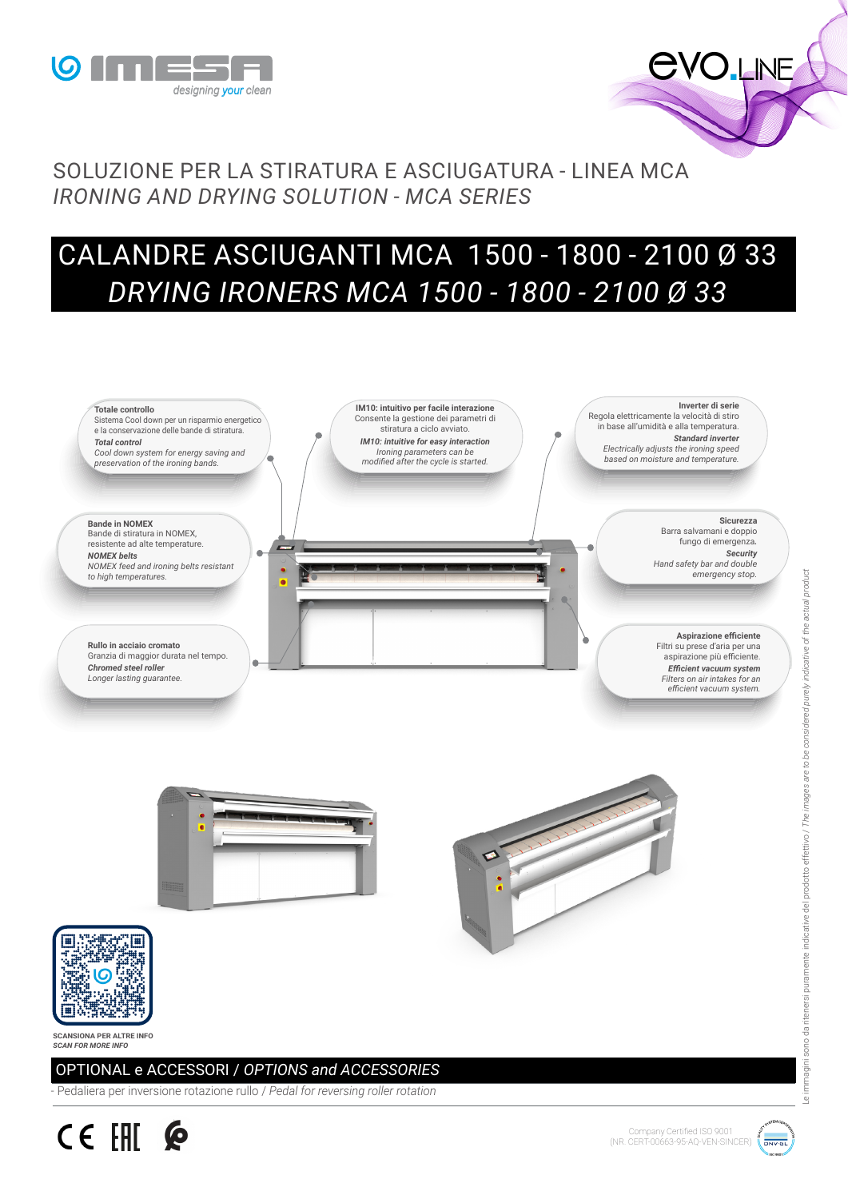SOLUZIONE PER LA STIRATURA E ASCIUGATURA - LINEA MCA

*IRONING AND DRYING SOLUTION - MCA SERIES*

# CALANDRE ASCIUGANTI MCA 1500 - 1800 - 2100 Ø 33
# *DRYING IRONERS MCA 1500 - 1800 - 2100 Ø 33*

**Totale controllo**
Sistema Cool down per un risparmio energetico e la conservazione delle bande di stiratura.
***Total control***
*Cool down system for energy saving and preservation of the ironing bands.*

**IM10: intuitivo per facile interazione**
Consente la gestione dei parametri di stiratura a ciclo avviato.
***IM10: intuitive for easy interaction***
*Ironing parameters can be modified after the cycle is started.*

**Inverter di serie**
Regola elettricamente la velocità di stiro in base all'umidità e alla temperatura.
***Standard inverter***
*Electrically adjusts the ironing speed based on moisture and temperature.*

**Bande in NOMEX**
Bande di stiratura in NOMEX, resistente ad alte temperature.
***NOMEX belts***
*NOMEX feed and ironing belts resistant to high temperatures.*

**Sicurezza**
Barra salvamani e doppio fungo di emergenza.
***Security***
*Hand safety bar and double emergency stop.*

**Rullo in acciaio cromato**
Granzia di maggior durata nel tempo.
***Chromed steel roller***
*Longer lasting guarantee.*

**Aspirazione efficiente**
Filtri su prese d'aria per una aspirazione più efficiente.
***Efficient vacuum system***
*Filters on air intakes for an efficient vacuum system.*

**SCANSIONA PER ALTRE INFO**
***SCAN FOR MORE INFO***

## OPTIONAL e ACCESSORI / *OPTIONS and ACCESSORIES*

- Pedaliera per inversione rotazione rullo / *Pedal for reversing roller rotation*

Le immagini sono da ritenersi puramente indicative del prodotto effettivo / *The images are to be considered purely indicative of the actual product*

Company Certified ISO 9001
(NR. CERT-00663-95-AQ-VEN-SINCERT)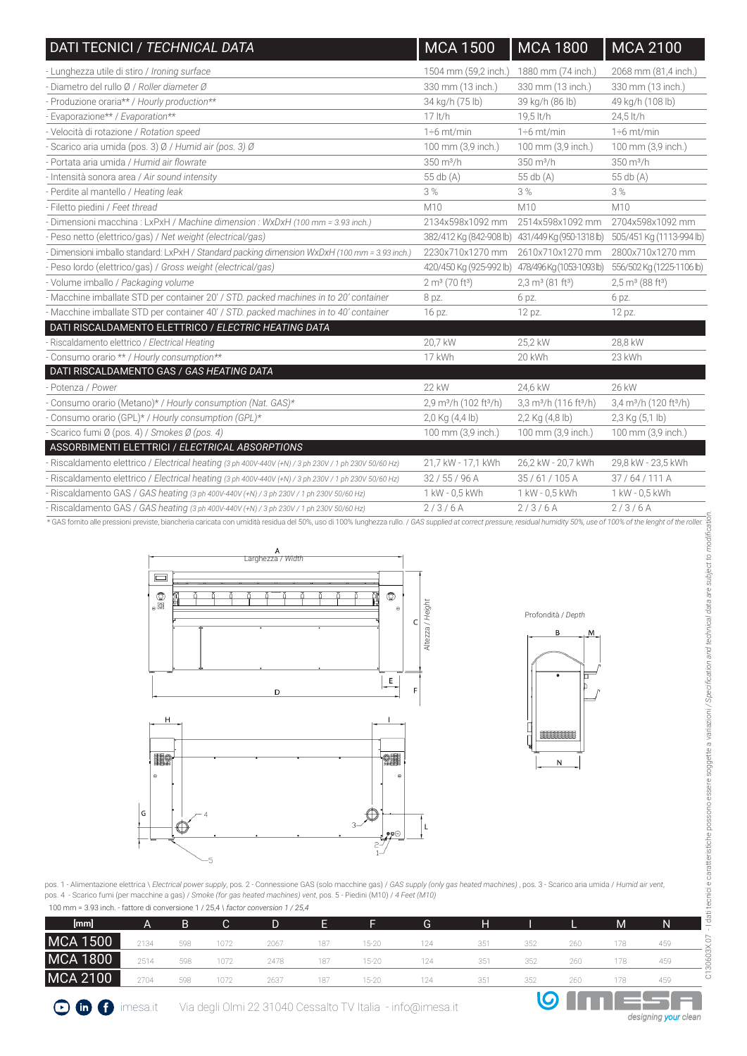| DATI TECNICI / *TECHNICAL DATA* | MCA 1500 | MCA 1800 | MCA 2100 |
|---|---|---|---|
| - Lunghezza utile di stiro / *Ironing surface* | 1504 mm (59,2 inch.) | 1880 mm (74 inch.) | 2068 mm (81,4 inch.) |
| - Diametro del rullo Ø / *Roller diameter Ø* | 330 mm (13 inch.) | 330 mm (13 inch.) | 330 mm (13 inch.) |
| - Produzione oraria** / *Hourly production*** | 34 kg/h (75 lb) | 39 kg/h (86 lb) | 49 kg/h (108 lb) |
| - Evaporazione** / *Evaporation*** | 17 lt/h | 19,5 lt/h | 24,5 lt/h |
| - Velocità di rotazione / *Rotation speed* | 1÷6 mt/min | 1÷6 mt/min | 1÷6 mt/min |
| - Scarico aria umida (pos. 3) Ø / *Humid air (pos. 3) Ø* | 100 mm (3,9 inch.) | 100 mm (3,9 inch.) | 100 mm (3,9 inch.) |
| - Portata aria umida / *Humid air flowrate* | 350 m³/h | 350 m³/h | 350 m³/h |
| - Intensità sonora area / *Air sound intensity* | 55 db (A) | 55 db (A) | 55 db (A) |
| - Perdite al mantello / *Heating leak* | 3 % | 3 % | 3 % |
| - Filetto piedini / *Feet thread* | M10 | M10 | M10 |
| - Dimensioni macchina : LxPxH / *Machine dimension : WxDxH (100 mm = 3.93 inch.)* | 2134x598x1092 mm | 2514x598x1092 mm | 2704x598x1092 mm |
| - Peso netto (elettrico/gas) / *Net weight (electrical/gas)* | 382/412 Kg (842-908 lb) | 431/449 Kg (950-1318 lb) | 505/451 Kg (1113-994 lb) |
| - Dimensioni imballo standard: LxPxH / *Standard packing dimension WxDxH (100 mm = 3.93 inch.)* | 2230x710x1270 mm | 2610x710x1270 mm | 2800x710x1270 mm |
| - Peso lordo (elettrico/gas) / *Gross weight (electrical/gas)* | 420/450 Kg (925-992 lb) | 478/496 Kg (1053-1093 lb) | 556/502 Kg (1225-1106 lb) |
| - Volume imballo / *Packaging volume* | 2 m³ (70 ft³) | 2,3 m³ (81 ft³) | 2,5 m³ (88 ft³) |
| - Macchine imballate STD per container 20' / *STD. packed machines in to 20' container* | 8 pz. | 6 pz. | 6 pz. |
| - Macchine imballate STD per container 40' / *STD. packed machines in to 40' container* | 16 pz. | 12 pz. | 12 pz. |
| **DATI RISCALDAMENTO ELETTRICO / *ELECTRIC HEATING DATA*** | | | |
| - Riscaldamento elettrico / *Electrical Heating* | 20,7 kW | 25,2 kW | 28,8 kW |
| - Consumo orario ** / *Hourly consumption*** | 17 kWh | 20 kWh | 23 kWh |
| **DATI RISCALDAMENTO GAS / *GAS HEATING DATA*** | | | |
| - Potenza / *Power* | 22 kW | 24,6 kW | 26 kW |
| - Consumo orario (Metano)* / *Hourly consumption (Nat. GAS)** | 2,9 m³/h (102 ft³/h) | 3,3 m³/h (116 ft³/h) | 3,4 m³/h (120 ft³/h) |
| - Consumo orario (GPL)* / *Hourly consumption (GPL)** | 2,0 Kg (4,4 lb) | 2,2 Kg (4,8 lb) | 2,3 Kg (5,1 lb) |
| - Scarico fumi Ø (pos. 4) / *Smokes Ø (pos. 4)* | 100 mm (3,9 inch.) | 100 mm (3,9 inch.) | 100 mm (3,9 inch.) |
| **ASSORBIMENTI ELETTRICI / *ELECTRICAL ABSORPTIONS*** | | | |
| - Riscaldamento elettrico / *Electrical heating (3 ph 400V-440V (+N) / 3 ph 230V / 1 ph 230V 50/60 Hz)* | 21,7 kW - 17,1 kWh | 26,2 kW - 20,7 kWh | 29,8 kW - 23,5 kWh |
| - Riscaldamento elettrico / *Electrical heating (3 ph 400V-440V (+N) / 3 ph 230V / 1 ph 230V 50/60 Hz)* | 32 / 55 / 96 A | 35 / 61 / 105 A | 37 / 64 / 111 A |
| - Riscaldamento GAS / *GAS heating (3 ph 400V-440V (+N) / 3 ph 230V / 1 ph 230V 50/60 Hz)* | 1 kW - 0,5 kWh | 1 kW - 0,5 kWh | 1 kW - 0,5 kWh |
| - Riscaldamento GAS / *GAS heating (3 ph 400V-440V (+N) / 3 ph 230V / 1 ph 230V 50/60 Hz)* | 2 / 3 / 6 A | 2 / 3 / 6 A | 2 / 3 / 6 A |

\* GAS fornito alle pressioni previste, biancheria caricata con umidità residua del 50%, uso di 100% lunghezza rullo. / *GAS supplied at correct pressure, residual humidity 50%, use of 100% of the lenght of the roller.*

A Larghezza / *Width*

C Altezza / *Height*

D

E

F

Profondità / *Depth*

B M

N

H I

G L

1 2 3 4 5

pos. 1 - Alimentazione elettrica \ *Electrical power supply*, pos. 2 - Connessione GAS (solo macchine gas) / *GAS supply (only gas heated machines)*, pos. 3 - Scarico aria umida / *Humid air vent*, pos. 4 - Scarico fumi (per macchine a gas) / *Smoke (for gas heated machines) vent*, pos. 5 - Piedini (M10) / *4 Feet (M10)*

100 mm = 3.93 inch. - fattore di conversione 1 / 25,4 \ *factor conversion 1 / 25,4*

| [mm] | A | B | C | D | E | F | G | H | I | L | M | N |
|---|---|---|---|---|---|---|---|---|---|---|---|---|
| MCA 1500 | 2134 | 598 | 1072 | 2067 | 187 | 15-20 | 124 | 351 | 352 | 260 | 178 | 459 |
| MCA 1800 | 2514 | 598 | 1072 | 2478 | 187 | 15-20 | 124 | 351 | 352 | 260 | 178 | 459 |
| MCA 2100 | 2704 | 598 | 1072 | 2637 | 187 | 15-20 | 124 | 351 | 352 | 260 | 178 | 459 |

I dati tecnici e caratteristiche possono essere soggette a variazioni / *Specification and technical data are subject to modification.*

C130603X.07

imesa.it Via degli Olmi 22 31040 Cessalto TV Italia - info@imesa.it

IMESA designing your clean